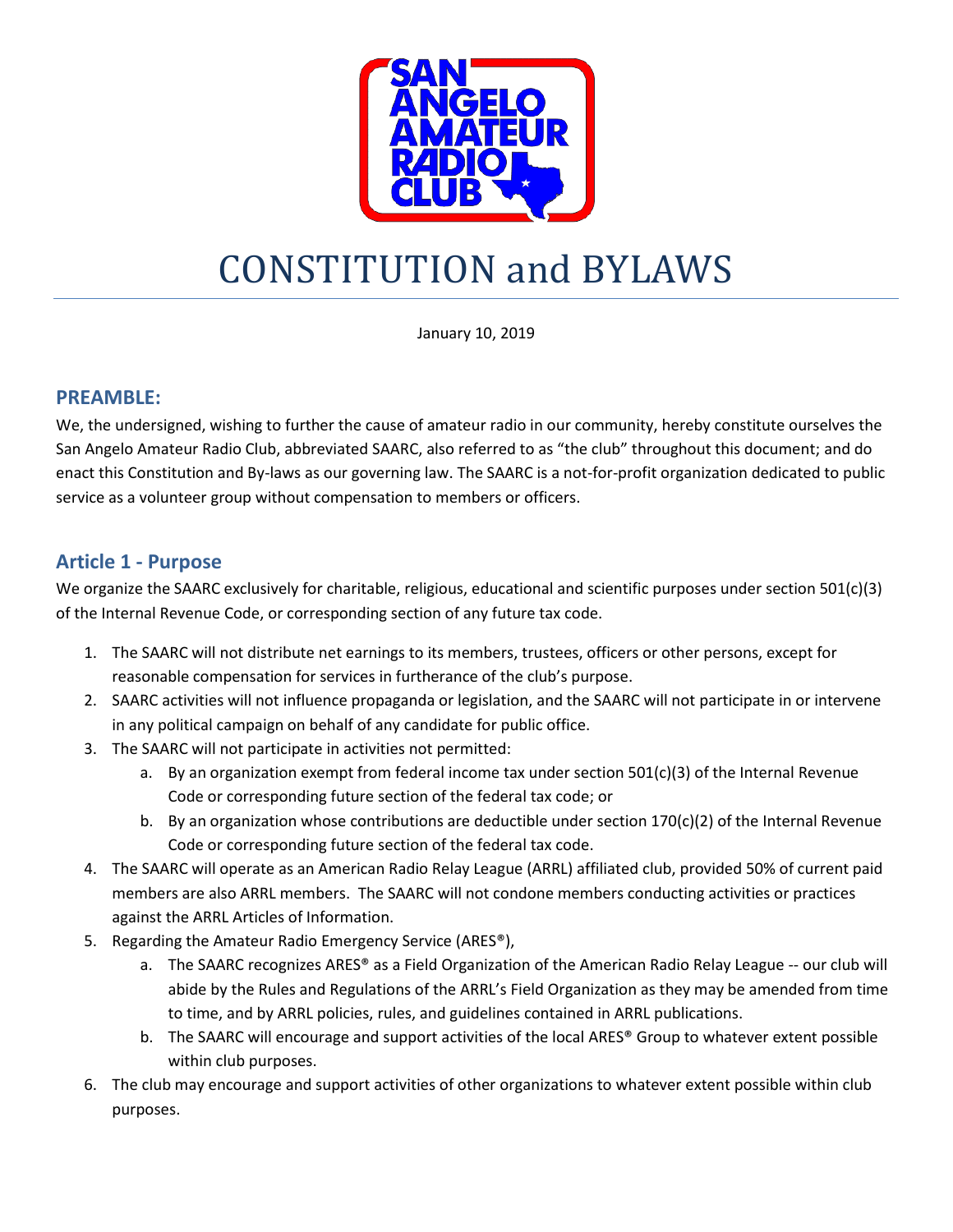# CONSTITUTION and BYLAWS

January 10, 2019

## PREAMBLE:

We, the undersigned, wishing to further the cause of amateur radio in our community, hereby constitute ourselves the San Angelo Amateur Radio Club, abbreviated SAARC, also referred to as "the club" throughout this document; and do enact this Constitution and By-laws as our governing law. The SAARC is a not-for-profit organization dedicated to public service as a volunteer group without compensation to members or officers.

## Article 1 - Purpose

We organize the SAARC exclusively for charitable, religious, educational and scientific purposes under section 501(c)(3) of the Internal Revenue Code, or corresponding section of any future tax code.

1. The SAARC will not distribute net earnings to its members, trustees, officers or other persons, except for reasonable compensation for services in furtherance of the club's purpose.
2. SAARC activities will not influence propaganda or legislation, and the SAARC will not participate in or intervene in any political campaign on behalf of any candidate for public office.
3. The SAARC will not participate in activities not permitted:
   a. By an organization exempt from federal income tax under section 501(c)(3) of the Internal Revenue Code or corresponding future section of the federal tax code; or
   b. By an organization whose contributions are deductible under section 170(c)(2) of the Internal Revenue Code or corresponding future section of the federal tax code.
4. The SAARC will operate as an American Radio Relay League (ARRL) affiliated club, provided 50% of current paid members are also ARRL members. The SAARC will not condone members conducting activities or practices against the ARRL Articles of Information.
5. Regarding the Amateur Radio Emergency Service (ARES®),
   a. The SAARC recognizes ARES® as a Field Organization of the American Radio Relay League -- our club will abide by the Rules and Regulations of the ARRL's Field Organization as they may be amended from time to time, and by ARRL policies, rules, and guidelines contained in ARRL publications.
   b. The SAARC will encourage and support activities of the local ARES® Group to whatever extent possible within club purposes.
6. The club may encourage and support activities of other organizations to whatever extent possible within club purposes.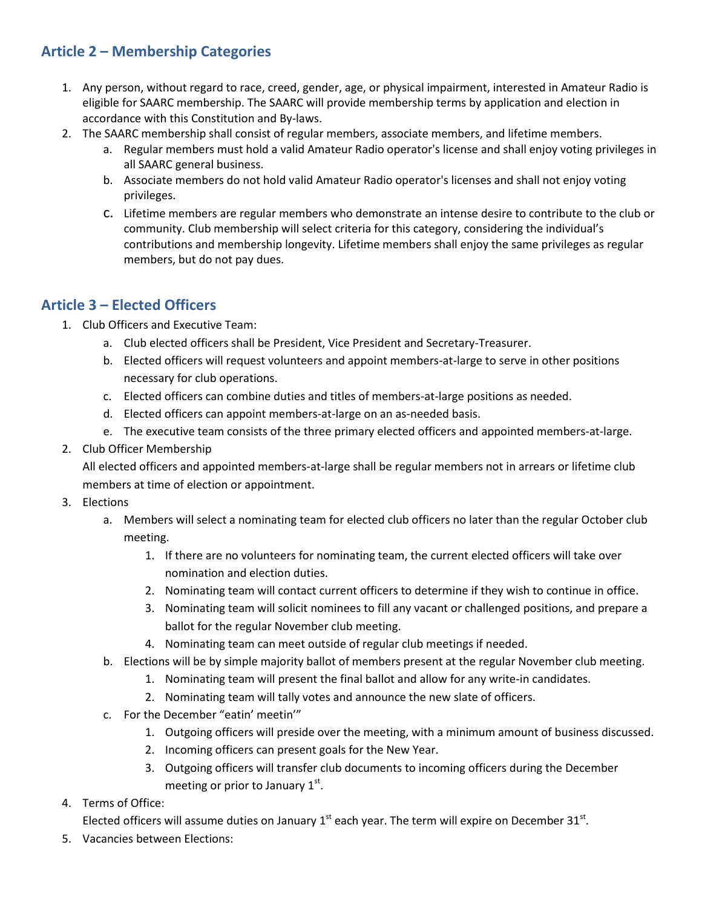## Article 2 – Membership Categories

1. Any person, without regard to race, creed, gender, age, or physical impairment, interested in Amateur Radio is eligible for SAARC membership. The SAARC will provide membership terms by application and election in accordance with this Constitution and By-laws.
2. The SAARC membership shall consist of regular members, associate members, and lifetime members.
   a. Regular members must hold a valid Amateur Radio operator's license and shall enjoy voting privileges in all SAARC general business.
   b. Associate members do not hold valid Amateur Radio operator's licenses and shall not enjoy voting privileges.
   c. Lifetime members are regular members who demonstrate an intense desire to contribute to the club or community. Club membership will select criteria for this category, considering the individual's contributions and membership longevity. Lifetime members shall enjoy the same privileges as regular members, but do not pay dues.

## Article 3 – Elected Officers

1. Club Officers and Executive Team:
   a. Club elected officers shall be President, Vice President and Secretary-Treasurer.
   b. Elected officers will request volunteers and appoint members-at-large to serve in other positions necessary for club operations.
   c. Elected officers can combine duties and titles of members-at-large positions as needed.
   d. Elected officers can appoint members-at-large on an as-needed basis.
   e. The executive team consists of the three primary elected officers and appointed members-at-large.
2. Club Officer Membership
   All elected officers and appointed members-at-large shall be regular members not in arrears or lifetime club members at time of election or appointment.
3. Elections
   a. Members will select a nominating team for elected club officers no later than the regular October club meeting.
      1. If there are no volunteers for nominating team, the current elected officers will take over nomination and election duties.
      2. Nominating team will contact current officers to determine if they wish to continue in office.
      3. Nominating team will solicit nominees to fill any vacant or challenged positions, and prepare a ballot for the regular November club meeting.
      4. Nominating team can meet outside of regular club meetings if needed.
   b. Elections will be by simple majority ballot of members present at the regular November club meeting.
      1. Nominating team will present the final ballot and allow for any write-in candidates.
      2. Nominating team will tally votes and announce the new slate of officers.
   c. For the December "eatin' meetin'"
      1. Outgoing officers will preside over the meeting, with a minimum amount of business discussed.
      2. Incoming officers can present goals for the New Year.
      3. Outgoing officers will transfer club documents to incoming officers during the December meeting or prior to January 1st.
4. Terms of Office:
   Elected officers will assume duties on January 1st each year. The term will expire on December 31st.
5. Vacancies between Elections: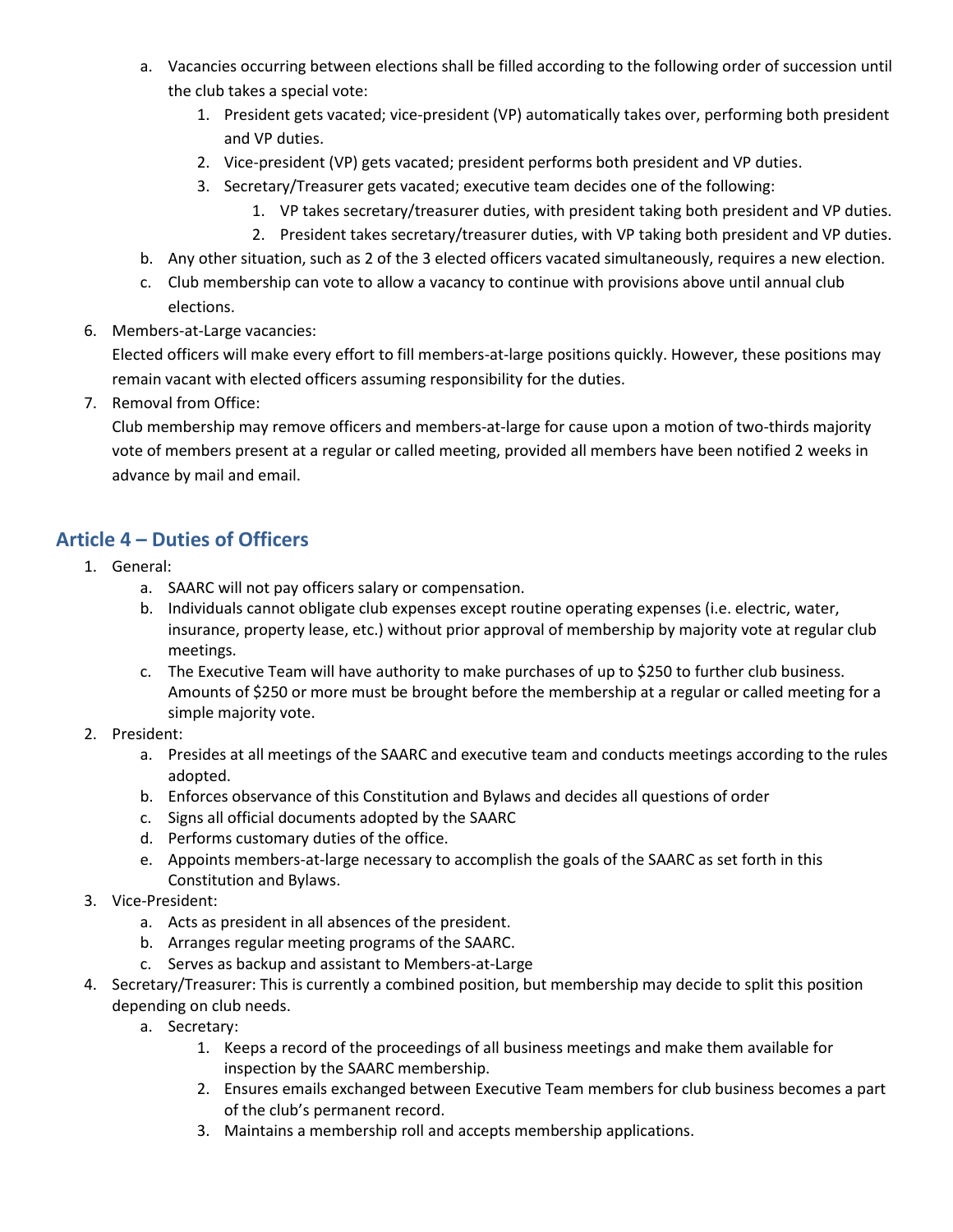a. Vacancies occurring between elections shall be filled according to the following order of succession until the club takes a special vote:
      1. President gets vacated; vice-president (VP) automatically takes over, performing both president and VP duties.
      2. Vice-president (VP) gets vacated; president performs both president and VP duties.
      3. Secretary/Treasurer gets vacated; executive team decides one of the following:
         1. VP takes secretary/treasurer duties, with president taking both president and VP duties.
         2. President takes secretary/treasurer duties, with VP taking both president and VP duties.
   b. Any other situation, such as 2 of the 3 elected officers vacated simultaneously, requires a new election.
   c. Club membership can vote to allow a vacancy to continue with provisions above until annual club elections.

6. Members-at-Large vacancies:
   Elected officers will make every effort to fill members-at-large positions quickly. However, these positions may remain vacant with elected officers assuming responsibility for the duties.

7. Removal from Office:
   Club membership may remove officers and members-at-large for cause upon a motion of two-thirds majority vote of members present at a regular or called meeting, provided all members have been notified 2 weeks in advance by mail and email.

## Article 4 – Duties of Officers

1. General:
   a. SAARC will not pay officers salary or compensation.
   b. Individuals cannot obligate club expenses except routine operating expenses (i.e. electric, water, insurance, property lease, etc.) without prior approval of membership by majority vote at regular club meetings.
   c. The Executive Team will have authority to make purchases of up to $250 to further club business. Amounts of $250 or more must be brought before the membership at a regular or called meeting for a simple majority vote.

2. President:
   a. Presides at all meetings of the SAARC and executive team and conducts meetings according to the rules adopted.
   b. Enforces observance of this Constitution and Bylaws and decides all questions of order
   c. Signs all official documents adopted by the SAARC
   d. Performs customary duties of the office.
   e. Appoints members-at-large necessary to accomplish the goals of the SAARC as set forth in this Constitution and Bylaws.

3. Vice-President:
   a. Acts as president in all absences of the president.
   b. Arranges regular meeting programs of the SAARC.
   c. Serves as backup and assistant to Members-at-Large

4. Secretary/Treasurer: This is currently a combined position, but membership may decide to split this position depending on club needs.
   a. Secretary:
      1. Keeps a record of the proceedings of all business meetings and make them available for inspection by the SAARC membership.
      2. Ensures emails exchanged between Executive Team members for club business becomes a part of the club's permanent record.
      3. Maintains a membership roll and accepts membership applications.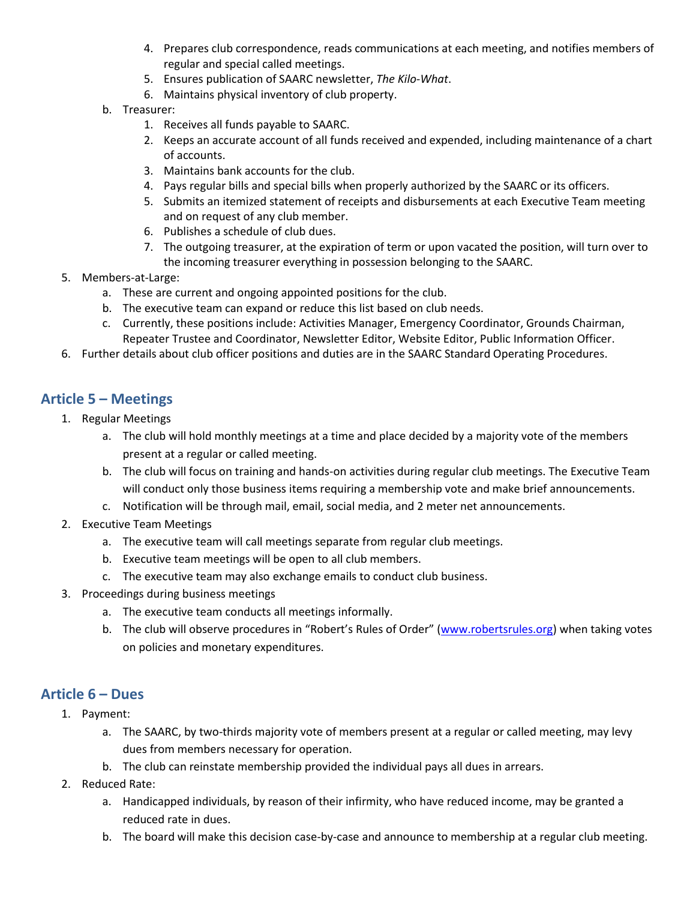4. Prepares club correspondence, reads communications at each meeting, and notifies members of regular and special called meetings.
    5. Ensures publication of SAARC newsletter, *The Kilo-What*.
    6. Maintains physical inventory of club property.
  b. Treasurer:
    1. Receives all funds payable to SAARC.
    2. Keeps an accurate account of all funds received and expended, including maintenance of a chart of accounts.
    3. Maintains bank accounts for the club.
    4. Pays regular bills and special bills when properly authorized by the SAARC or its officers.
    5. Submits an itemized statement of receipts and disbursements at each Executive Team meeting and on request of any club member.
    6. Publishes a schedule of club dues.
    7. The outgoing treasurer, at the expiration of term or upon vacated the position, will turn over to the incoming treasurer everything in possession belonging to the SAARC.

5. Members-at-Large:
    a. These are current and ongoing appointed positions for the club.
    b. The executive team can expand or reduce this list based on club needs.
    c. Currently, these positions include: Activities Manager, Emergency Coordinator, Grounds Chairman, Repeater Trustee and Coordinator, Newsletter Editor, Website Editor, Public Information Officer.
6. Further details about club officer positions and duties are in the SAARC Standard Operating Procedures.

## Article 5 – Meetings

1. Regular Meetings
    a. The club will hold monthly meetings at a time and place decided by a majority vote of the members present at a regular or called meeting.
    b. The club will focus on training and hands-on activities during regular club meetings. The Executive Team will conduct only those business items requiring a membership vote and make brief announcements.
    c. Notification will be through mail, email, social media, and 2 meter net announcements.
2. Executive Team Meetings
    a. The executive team will call meetings separate from regular club meetings.
    b. Executive team meetings will be open to all club members.
    c. The executive team may also exchange emails to conduct club business.
3. Proceedings during business meetings
    a. The executive team conducts all meetings informally.
    b. The club will observe procedures in "Robert's Rules of Order" (www.robertsrules.org) when taking votes on policies and monetary expenditures.

## Article 6 – Dues

1. Payment:
    a. The SAARC, by two-thirds majority vote of members present at a regular or called meeting, may levy dues from members necessary for operation.
    b. The club can reinstate membership provided the individual pays all dues in arrears.
2. Reduced Rate:
    a. Handicapped individuals, by reason of their infirmity, who have reduced income, may be granted a reduced rate in dues.
    b. The board will make this decision case-by-case and announce to membership at a regular club meeting.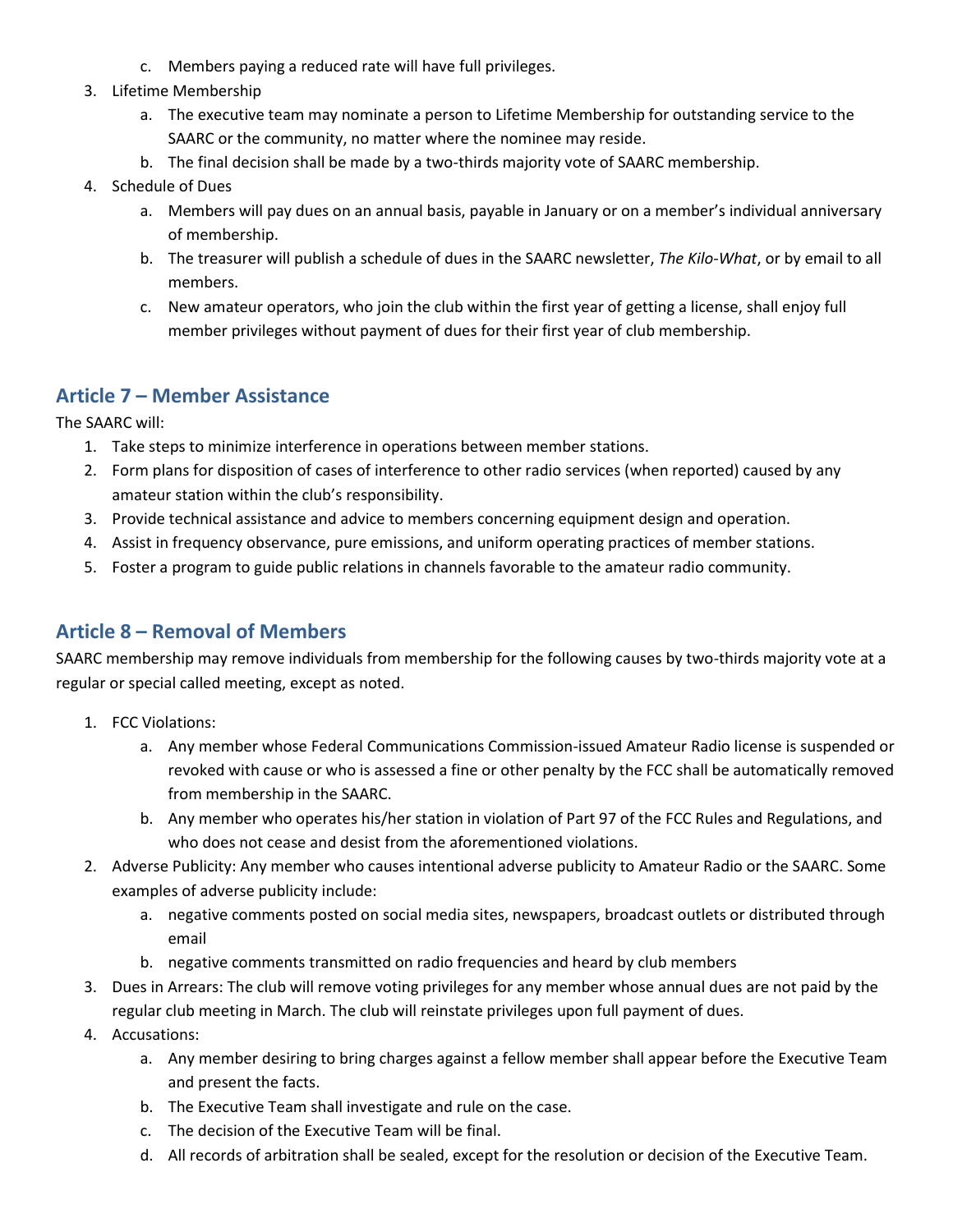c. Members paying a reduced rate will have full privileges.

3. Lifetime Membership
   a. The executive team may nominate a person to Lifetime Membership for outstanding service to the SAARC or the community, no matter where the nominee may reside.
   b. The final decision shall be made by a two-thirds majority vote of SAARC membership.
4. Schedule of Dues
   a. Members will pay dues on an annual basis, payable in January or on a member's individual anniversary of membership.
   b. The treasurer will publish a schedule of dues in the SAARC newsletter, *The Kilo-What*, or by email to all members.
   c. New amateur operators, who join the club within the first year of getting a license, shall enjoy full member privileges without payment of dues for their first year of club membership.

## Article 7 – Member Assistance

The SAARC will:

1. Take steps to minimize interference in operations between member stations.
2. Form plans for disposition of cases of interference to other radio services (when reported) caused by any amateur station within the club's responsibility.
3. Provide technical assistance and advice to members concerning equipment design and operation.
4. Assist in frequency observance, pure emissions, and uniform operating practices of member stations.
5. Foster a program to guide public relations in channels favorable to the amateur radio community.

## Article 8 – Removal of Members

SAARC membership may remove individuals from membership for the following causes by two-thirds majority vote at a regular or special called meeting, except as noted.

1. FCC Violations:
   a. Any member whose Federal Communications Commission-issued Amateur Radio license is suspended or revoked with cause or who is assessed a fine or other penalty by the FCC shall be automatically removed from membership in the SAARC.
   b. Any member who operates his/her station in violation of Part 97 of the FCC Rules and Regulations, and who does not cease and desist from the aforementioned violations.
2. Adverse Publicity: Any member who causes intentional adverse publicity to Amateur Radio or the SAARC. Some examples of adverse publicity include:
   a. negative comments posted on social media sites, newspapers, broadcast outlets or distributed through email
   b. negative comments transmitted on radio frequencies and heard by club members
3. Dues in Arrears: The club will remove voting privileges for any member whose annual dues are not paid by the regular club meeting in March. The club will reinstate privileges upon full payment of dues.
4. Accusations:
   a. Any member desiring to bring charges against a fellow member shall appear before the Executive Team and present the facts.
   b. The Executive Team shall investigate and rule on the case.
   c. The decision of the Executive Team will be final.
   d. All records of arbitration shall be sealed, except for the resolution or decision of the Executive Team.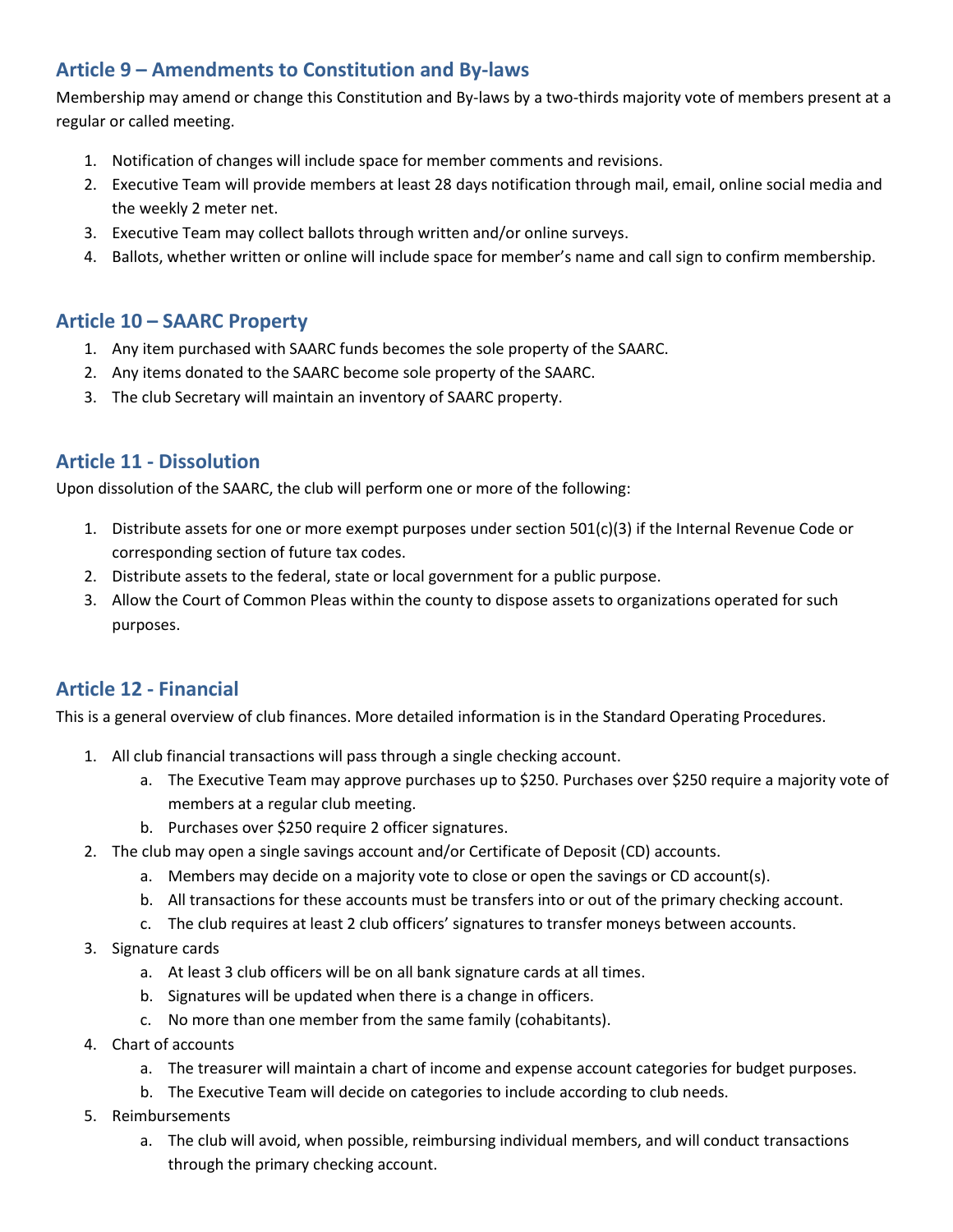## Article 9 – Amendments to Constitution and By-laws

Membership may amend or change this Constitution and By-laws by a two-thirds majority vote of members present at a regular or called meeting.

1. Notification of changes will include space for member comments and revisions.
2. Executive Team will provide members at least 28 days notification through mail, email, online social media and the weekly 2 meter net.
3. Executive Team may collect ballots through written and/or online surveys.
4. Ballots, whether written or online will include space for member's name and call sign to confirm membership.

## Article 10 – SAARC Property

1. Any item purchased with SAARC funds becomes the sole property of the SAARC.
2. Any items donated to the SAARC become sole property of the SAARC.
3. The club Secretary will maintain an inventory of SAARC property.

## Article 11 - Dissolution

Upon dissolution of the SAARC, the club will perform one or more of the following:

1. Distribute assets for one or more exempt purposes under section 501(c)(3) if the Internal Revenue Code or corresponding section of future tax codes.
2. Distribute assets to the federal, state or local government for a public purpose.
3. Allow the Court of Common Pleas within the county to dispose assets to organizations operated for such purposes.

## Article 12 - Financial

This is a general overview of club finances. More detailed information is in the Standard Operating Procedures.

1. All club financial transactions will pass through a single checking account.
   a. The Executive Team may approve purchases up to $250. Purchases over $250 require a majority vote of members at a regular club meeting.
   b. Purchases over $250 require 2 officer signatures.
2. The club may open a single savings account and/or Certificate of Deposit (CD) accounts.
   a. Members may decide on a majority vote to close or open the savings or CD account(s).
   b. All transactions for these accounts must be transfers into or out of the primary checking account.
   c. The club requires at least 2 club officers' signatures to transfer moneys between accounts.
3. Signature cards
   a. At least 3 club officers will be on all bank signature cards at all times.
   b. Signatures will be updated when there is a change in officers.
   c. No more than one member from the same family (cohabitants).
4. Chart of accounts
   a. The treasurer will maintain a chart of income and expense account categories for budget purposes.
   b. The Executive Team will decide on categories to include according to club needs.
5. Reimbursements
   a. The club will avoid, when possible, reimbursing individual members, and will conduct transactions through the primary checking account.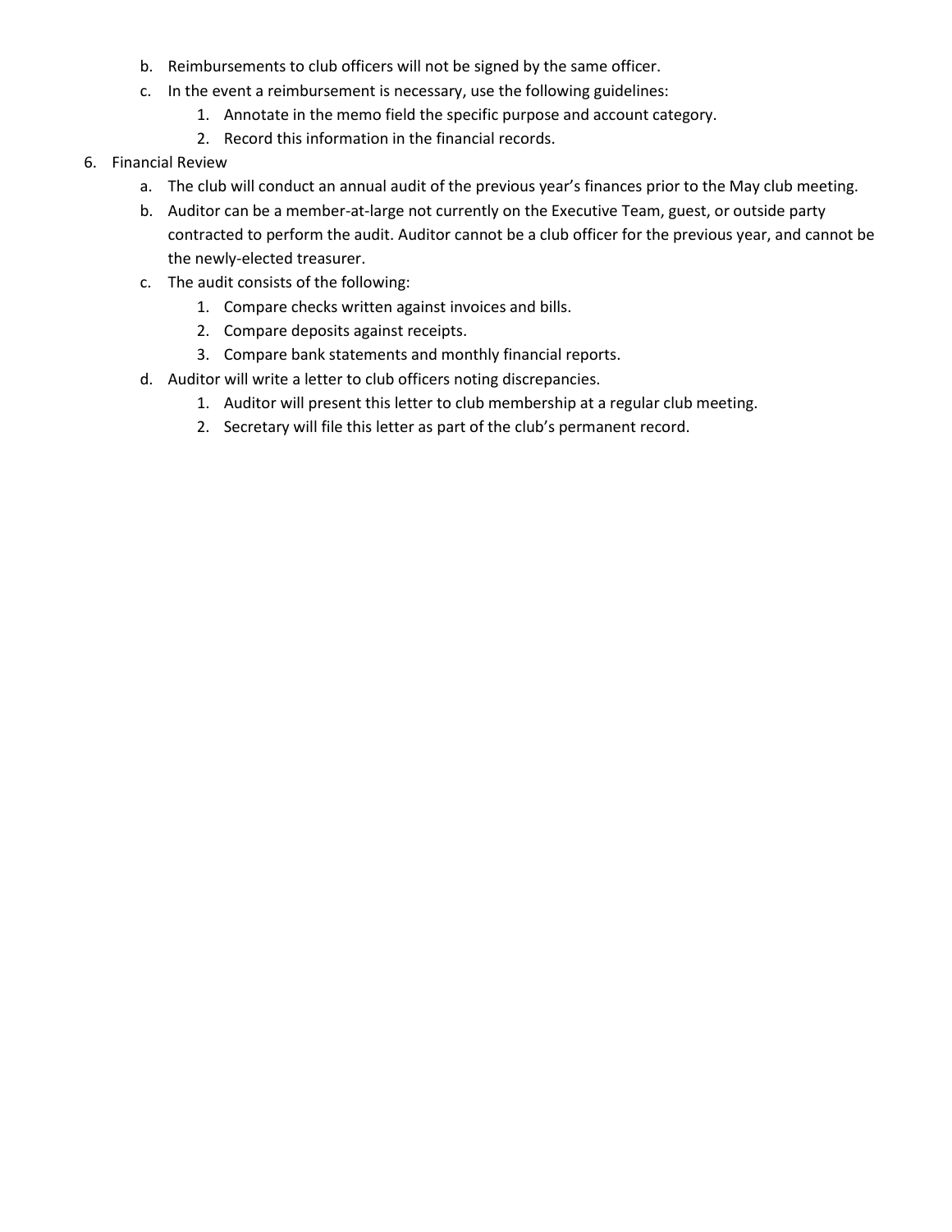b. Reimbursements to club officers will not be signed by the same officer.
   c. In the event a reimbursement is necessary, use the following guidelines:
      1. Annotate in the memo field the specific purpose and account category.
      2. Record this information in the financial records.

6. Financial Review
   a. The club will conduct an annual audit of the previous year's finances prior to the May club meeting.
   b. Auditor can be a member-at-large not currently on the Executive Team, guest, or outside party contracted to perform the audit. Auditor cannot be a club officer for the previous year, and cannot be the newly-elected treasurer.
   c. The audit consists of the following:
      1. Compare checks written against invoices and bills.
      2. Compare deposits against receipts.
      3. Compare bank statements and monthly financial reports.
   d. Auditor will write a letter to club officers noting discrepancies.
      1. Auditor will present this letter to club membership at a regular club meeting.
      2. Secretary will file this letter as part of the club's permanent record.